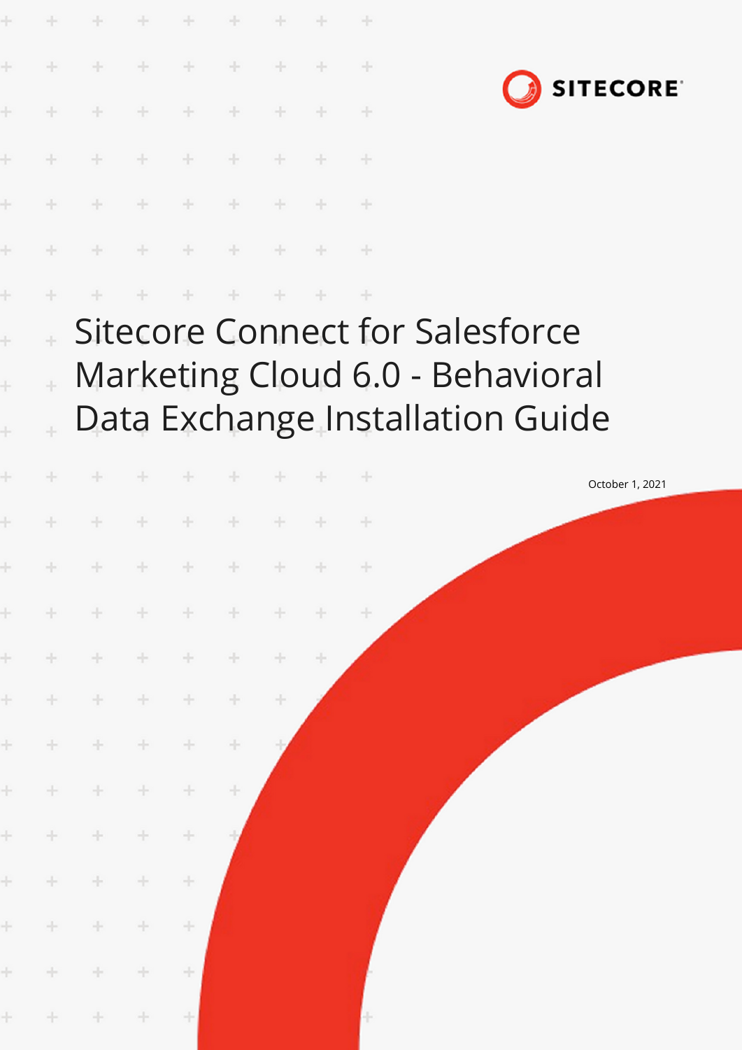SITECORE

# Sitecore Connect for Salesforce Marketing Cloud 6.0 - Behavioral Data Exchange Installation Guide

October 1, 2021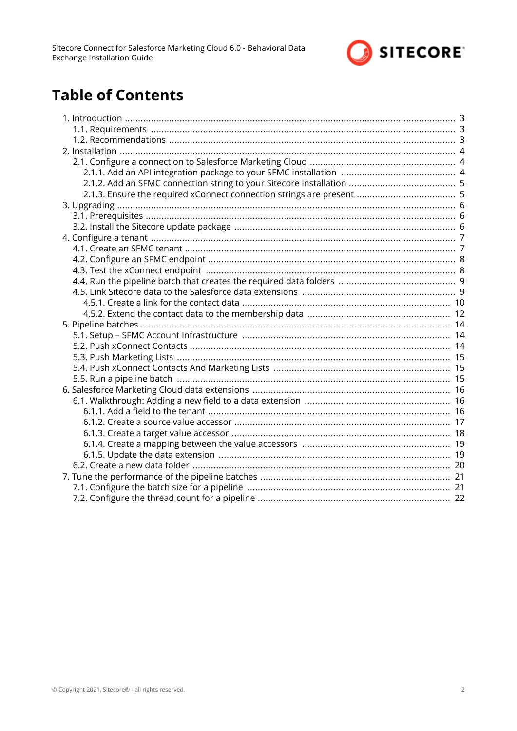# Table of Contents

- 1. Introduction ... 3
  - 1.1. Requirements ... 3
  - 1.2. Recommendations ... 3
- 2. Installation ... 4
  - 2.1. Configure a connection to Salesforce Marketing Cloud ... 4
    - 2.1.1. Add an API integration package to your SFMC installation ... 4
    - 2.1.2. Add an SFMC connection string to your Sitecore installation ... 5
    - 2.1.3. Ensure the required xConnect connection strings are present ... 5
- 3. Upgrading ... 6
  - 3.1. Prerequisites ... 6
  - 3.2. Install the Sitecore update package ... 6
- 4. Configure a tenant ... 7
  - 4.1. Create an SFMC tenant ... 7
  - 4.2. Configure an SFMC endpoint ... 8
  - 4.3. Test the xConnect endpoint ... 8
  - 4.4. Run the pipeline batch that creates the required data folders ... 9
  - 4.5. Link Sitecore data to the Salesforce data extensions ... 9
    - 4.5.1. Create a link for the contact data ... 10
    - 4.5.2. Extend the contact data to the membership data ... 12
- 5. Pipeline batches ... 14
  - 5.1. Setup – SFMC Account Infrastructure ... 14
  - 5.2. Push xConnect Contacts ... 14
  - 5.3. Push Marketing Lists ... 15
  - 5.4. Push xConnect Contacts And Marketing Lists ... 15
  - 5.5. Run a pipeline batch ... 15
- 6. Salesforce Marketing Cloud data extensions ... 16
  - 6.1. Walkthrough: Adding a new field to a data extension ... 16
    - 6.1.1. Add a field to the tenant ... 16
    - 6.1.2. Create a source value accessor ... 17
    - 6.1.3. Create a target value accessor ... 18
    - 6.1.4. Create a mapping between the value accessors ... 19
    - 6.1.5. Update the data extension ... 19
  - 6.2. Create a new data folder ... 20
- 7. Tune the performance of the pipeline batches ... 21
  - 7.1. Configure the batch size for a pipeline ... 21
  - 7.2. Configure the thread count for a pipeline ... 22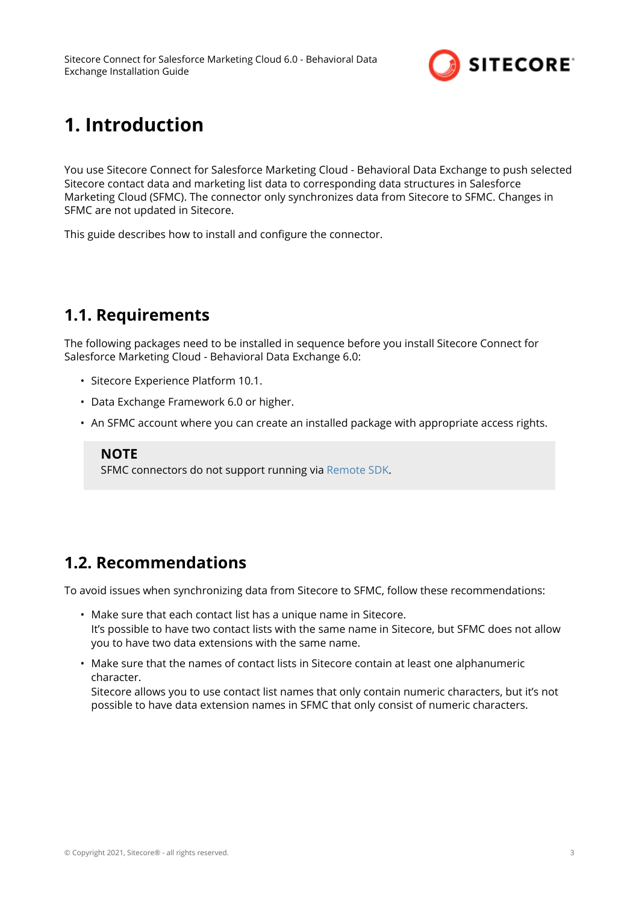# 1. Introduction

You use Sitecore Connect for Salesforce Marketing Cloud - Behavioral Data Exchange to push selected Sitecore contact data and marketing list data to corresponding data structures in Salesforce Marketing Cloud (SFMC). The connector only synchronizes data from Sitecore to SFMC. Changes in SFMC are not updated in Sitecore.

This guide describes how to install and configure the connector.

## 1.1. Requirements

The following packages need to be installed in sequence before you install Sitecore Connect for Salesforce Marketing Cloud - Behavioral Data Exchange 6.0:

- Sitecore Experience Platform 10.1.
- Data Exchange Framework 6.0 or higher.
- An SFMC account where you can create an installed package with appropriate access rights.

> **NOTE**
> SFMC connectors do not support running via Remote SDK.

## 1.2. Recommendations

To avoid issues when synchronizing data from Sitecore to SFMC, follow these recommendations:

- Make sure that each contact list has a unique name in Sitecore.
  It's possible to have two contact lists with the same name in Sitecore, but SFMC does not allow you to have two data extensions with the same name.
- Make sure that the names of contact lists in Sitecore contain at least one alphanumeric character.
  Sitecore allows you to use contact list names that only contain numeric characters, but it's not possible to have data extension names in SFMC that only consist of numeric characters.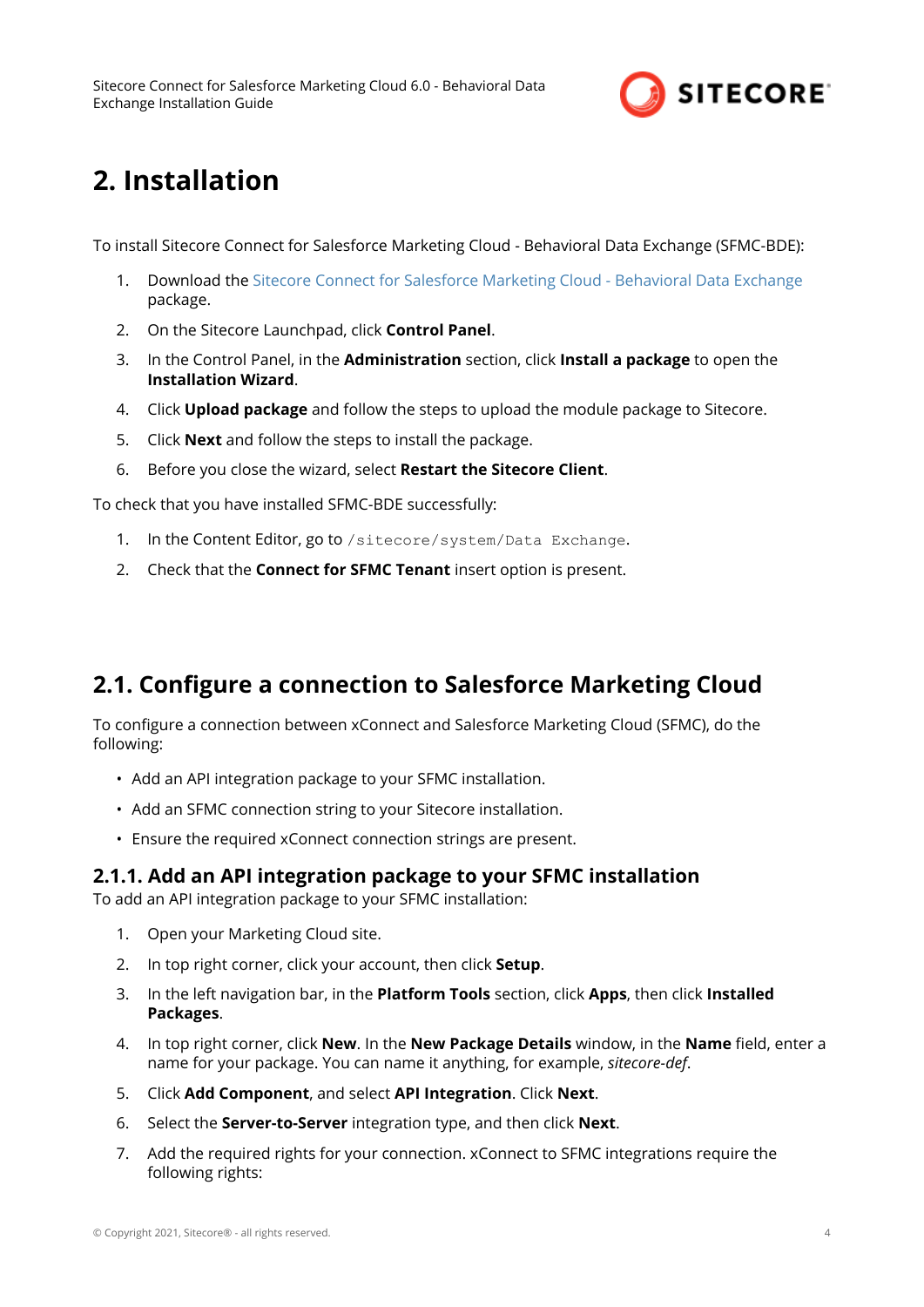# 2. Installation

To install Sitecore Connect for Salesforce Marketing Cloud - Behavioral Data Exchange (SFMC-BDE):

1. Download the Sitecore Connect for Salesforce Marketing Cloud - Behavioral Data Exchange package.
2. On the Sitecore Launchpad, click **Control Panel**.
3. In the Control Panel, in the **Administration** section, click **Install a package** to open the **Installation Wizard**.
4. Click **Upload package** and follow the steps to upload the module package to Sitecore.
5. Click **Next** and follow the steps to install the package.
6. Before you close the wizard, select **Restart the Sitecore Client**.

To check that you have installed SFMC-BDE successfully:

1. In the Content Editor, go to `/sitecore/system/Data Exchange`.
2. Check that the **Connect for SFMC Tenant** insert option is present.

## 2.1. Configure a connection to Salesforce Marketing Cloud

To configure a connection between xConnect and Salesforce Marketing Cloud (SFMC), do the following:

- Add an API integration package to your SFMC installation.
- Add an SFMC connection string to your Sitecore installation.
- Ensure the required xConnect connection strings are present.

### 2.1.1. Add an API integration package to your SFMC installation

To add an API integration package to your SFMC installation:

1. Open your Marketing Cloud site.
2. In top right corner, click your account, then click **Setup**.
3. In the left navigation bar, in the **Platform Tools** section, click **Apps**, then click **Installed Packages**.
4. In top right corner, click **New**. In the **New Package Details** window, in the **Name** field, enter a name for your package. You can name it anything, for example, *sitecore-def*.
5. Click **Add Component**, and select **API Integration**. Click **Next**.
6. Select the **Server-to-Server** integration type, and then click **Next**.
7. Add the required rights for your connection. xConnect to SFMC integrations require the following rights: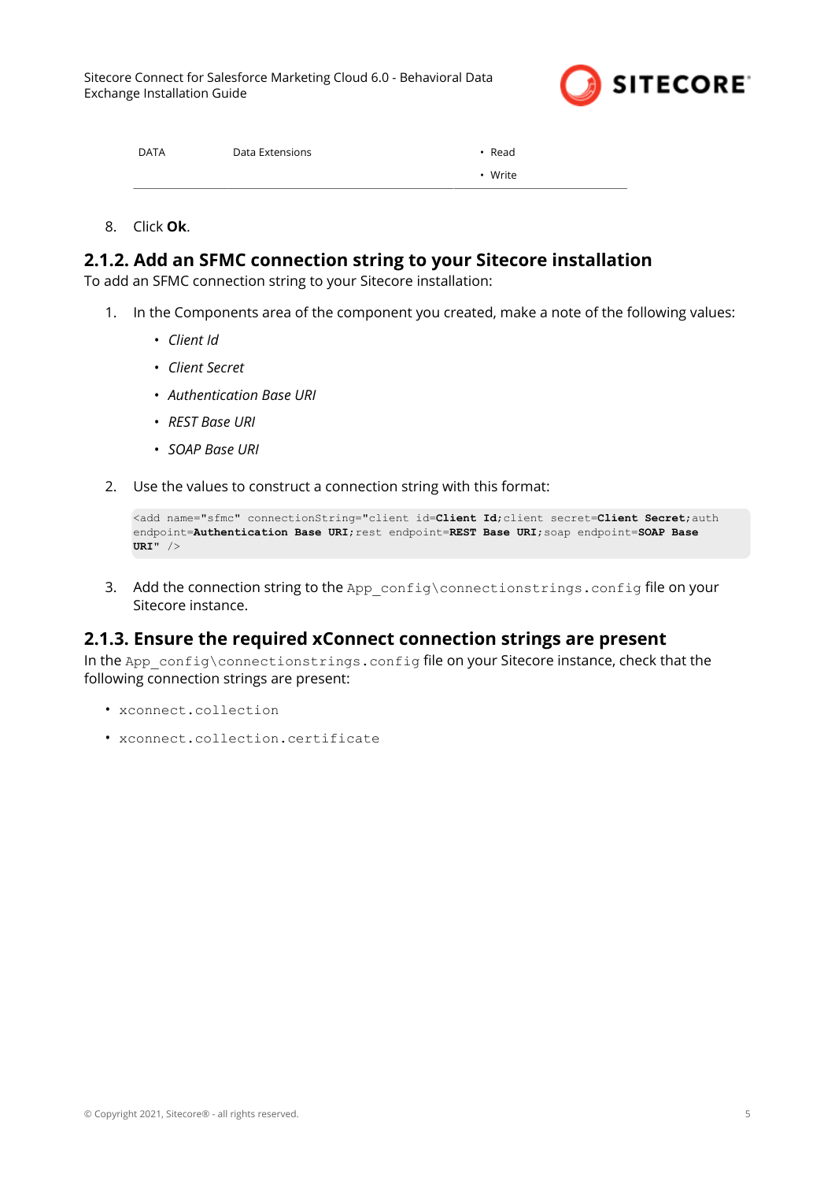| DATA | Data Extensions | • Read<br>• Write |
| --- | --- | --- |

8. Click **Ok**.

## 2.1.2. Add an SFMC connection string to your Sitecore installation

To add an SFMC connection string to your Sitecore installation:

1. In the Components area of the component you created, make a note of the following values:
   - *Client Id*
   - *Client Secret*
   - *Authentication Base URI*
   - *REST Base URI*
   - *SOAP Base URI*
2. Use the values to construct a connection string with this format:

```
<add name="sfmc" connectionString="client id=Client Id;client secret=Client Secret;auth endpoint=Authentication Base URI;rest endpoint=REST Base URI;soap endpoint=SOAP Base URI" />
```

3. Add the connection string to the `App_config\connectionstrings.config` file on your Sitecore instance.

## 2.1.3. Ensure the required xConnect connection strings are present

In the `App_config\connectionstrings.config` file on your Sitecore instance, check that the following connection strings are present:

- `xconnect.collection`
- `xconnect.collection.certificate`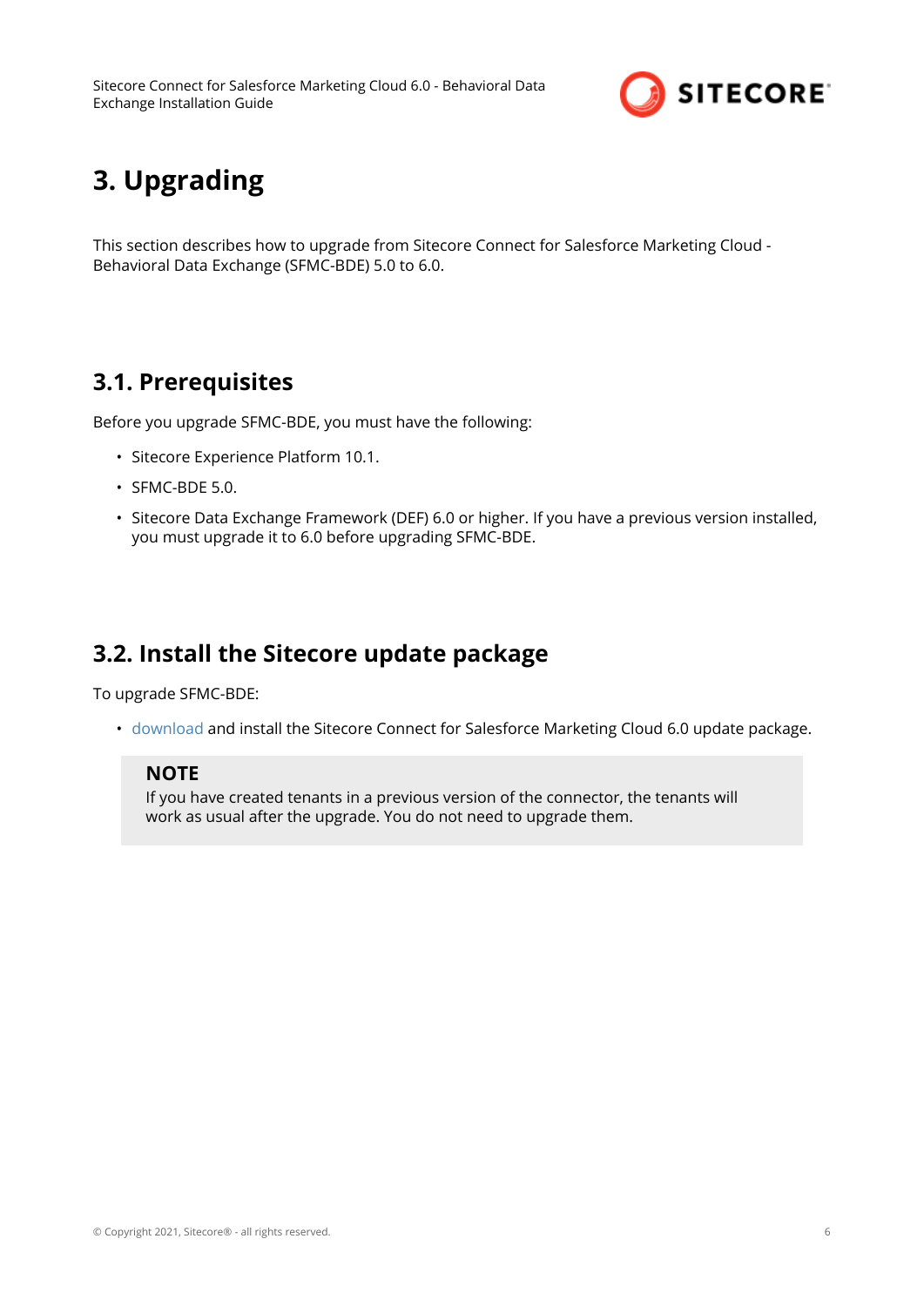# 3. Upgrading

This section describes how to upgrade from Sitecore Connect for Salesforce Marketing Cloud - Behavioral Data Exchange (SFMC-BDE) 5.0 to 6.0.

## 3.1. Prerequisites

Before you upgrade SFMC-BDE, you must have the following:

- Sitecore Experience Platform 10.1.
- SFMC-BDE 5.0.
- Sitecore Data Exchange Framework (DEF) 6.0 or higher. If you have a previous version installed, you must upgrade it to 6.0 before upgrading SFMC-BDE.

## 3.2. Install the Sitecore update package

To upgrade SFMC-BDE:

- download and install the Sitecore Connect for Salesforce Marketing Cloud 6.0 update package.

> **NOTE**
> If you have created tenants in a previous version of the connector, the tenants will work as usual after the upgrade. You do not need to upgrade them.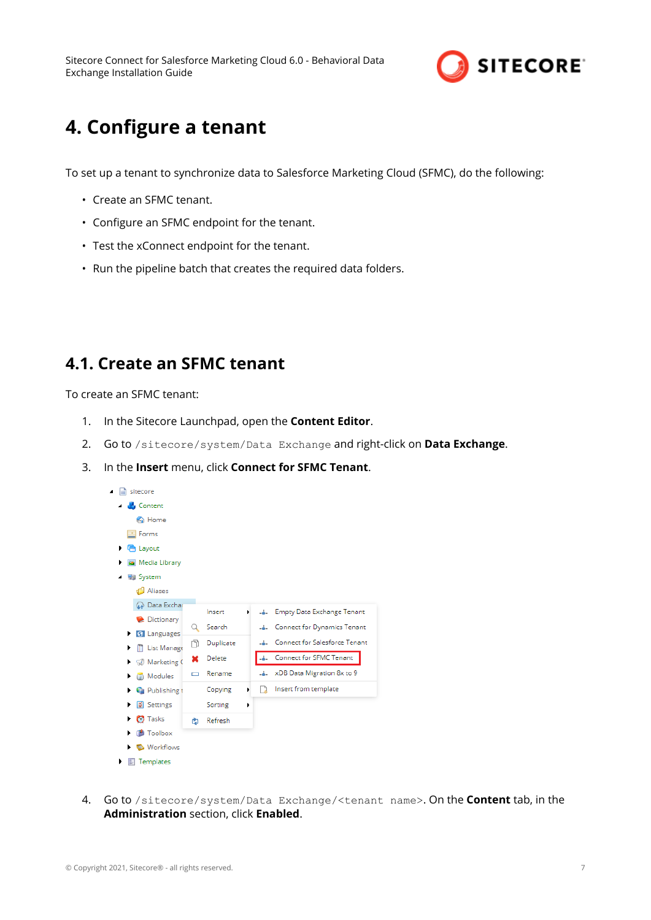// 4. Configure a tenant

To set up a tenant to synchronize data to Salesforce Marketing Cloud (SFMC), do the following:

- Create an SFMC tenant.
- Configure an SFMC endpoint for the tenant.
- Test the xConnect endpoint for the tenant.
- Run the pipeline batch that creates the required data folders.

## 4.1. Create an SFMC tenant

To create an SFMC tenant:

1. In the Sitecore Launchpad, open the **Content Editor**.
2. Go to `/sitecore/system/Data Exchange` and right-click on **Data Exchange**.
3. In the **Insert** menu, click **Connect for SFMC Tenant**.

4. Go to `/sitecore/system/Data Exchange/<tenant name>`. On the **Content** tab, in the **Administration** section, click **Enabled**.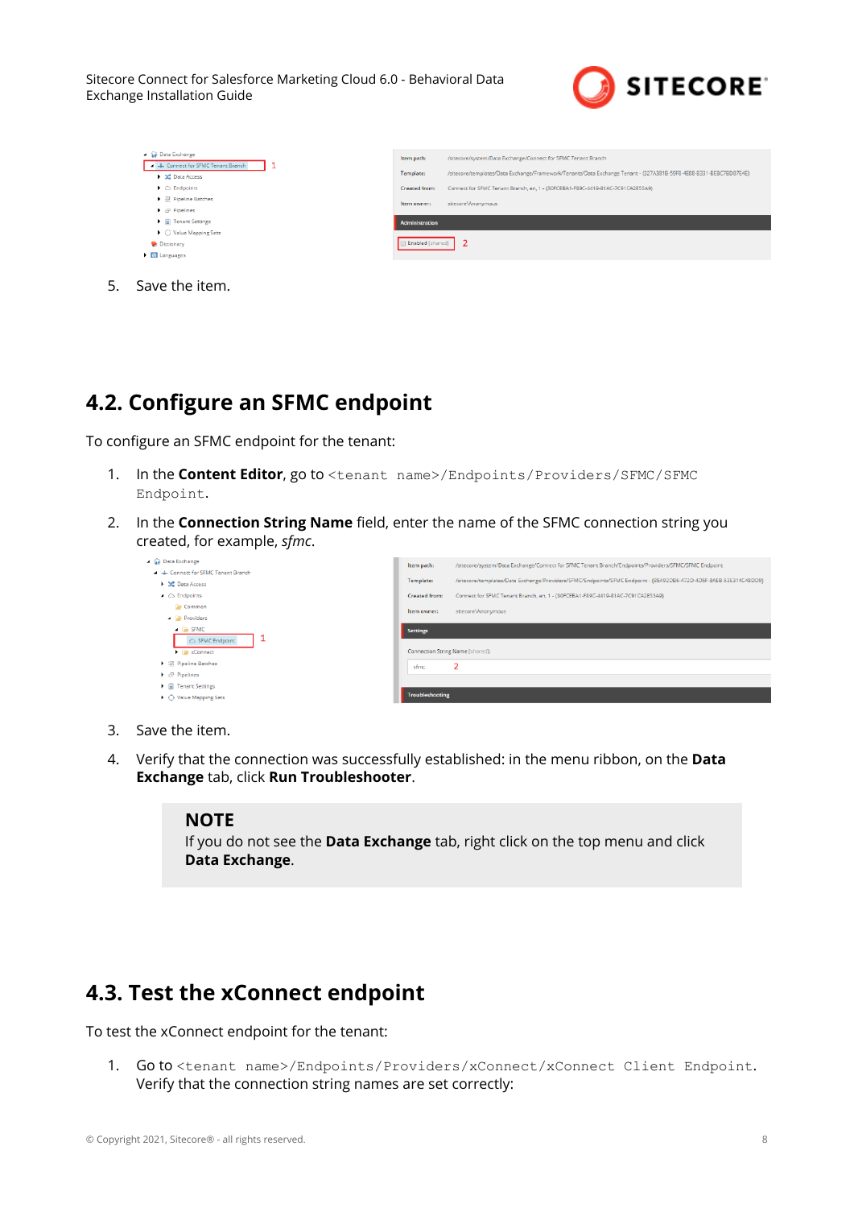5. Save the item.

## 4.2. Configure an SFMC endpoint

To configure an SFMC endpoint for the tenant:

1. In the **Content Editor**, go to `<tenant name>/Endpoints/Providers/SFMC/SFMC Endpoint`.
2. In the **Connection String Name** field, enter the name of the SFMC connection string you created, for example, *sfmc*.
3. Save the item.
4. Verify that the connection was successfully established: in the menu ribbon, on the **Data Exchange** tab, click **Run Troubleshooter**.

> **NOTE**
> If you do not see the **Data Exchange** tab, right click on the top menu and click **Data Exchange**.

## 4.3. Test the xConnect endpoint

To test the xConnect endpoint for the tenant:

1. Go to `<tenant name>/Endpoints/Providers/xConnect/xConnect Client Endpoint`. Verify that the connection string names are set correctly: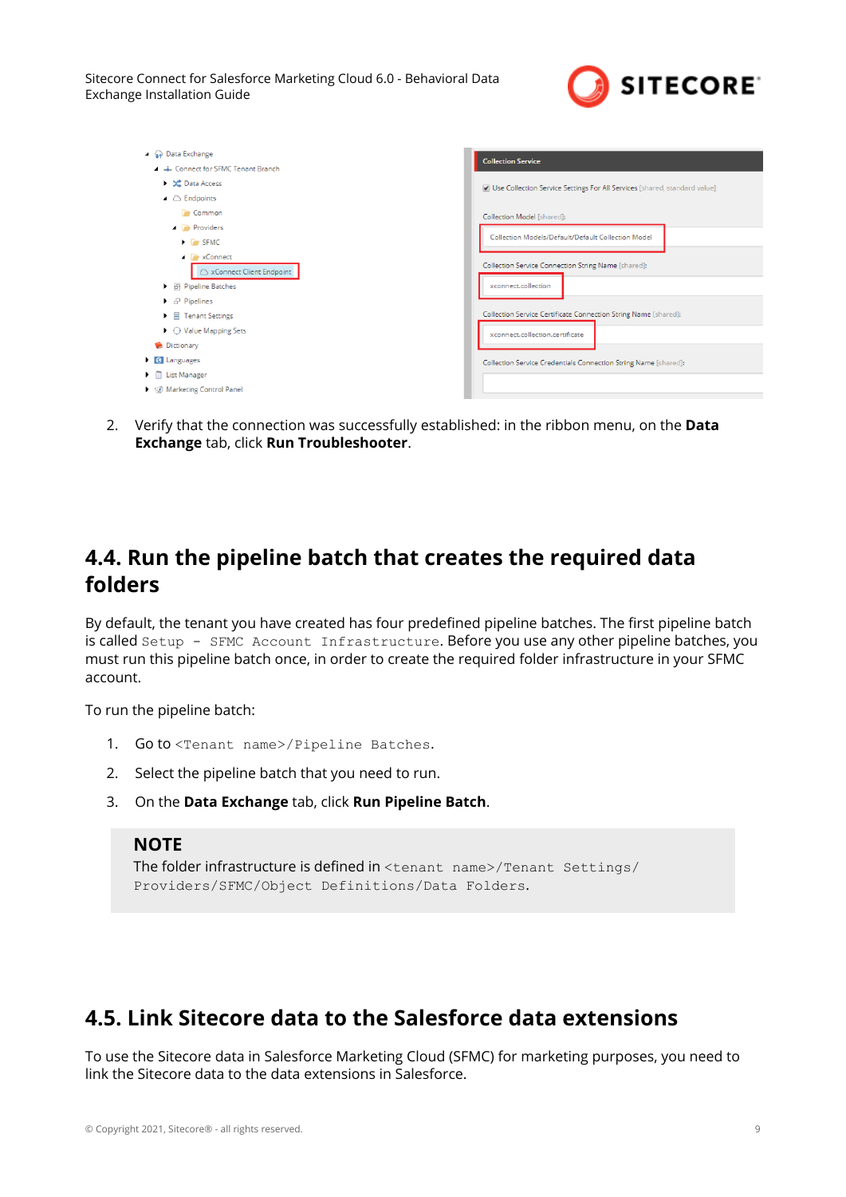2. Verify that the connection was successfully established: in the ribbon menu, on the **Data Exchange** tab, click **Run Troubleshooter**.

## 4.4. Run the pipeline batch that creates the required data folders

By default, the tenant you have created has four predefined pipeline batches. The first pipeline batch is called `Setup – SFMC Account Infrastructure`. Before you use any other pipeline batches, you must run this pipeline batch once, in order to create the required folder infrastructure in your SFMC account.

To run the pipeline batch:

1. Go to `<Tenant name>/Pipeline Batches`.
2. Select the pipeline batch that you need to run.
3. On the **Data Exchange** tab, click **Run Pipeline Batch**.

> **NOTE**
> The folder infrastructure is defined in `<tenant name>/Tenant Settings/Providers/SFMC/Object Definitions/Data Folders`.

## 4.5. Link Sitecore data to the Salesforce data extensions

To use the Sitecore data in Salesforce Marketing Cloud (SFMC) for marketing purposes, you need to link the Sitecore data to the data extensions in Salesforce.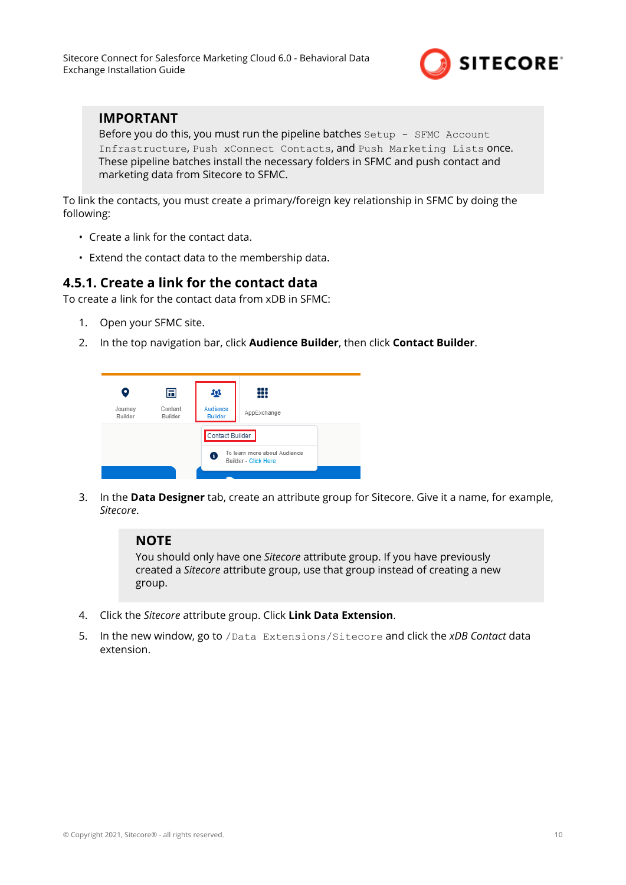**IMPORTANT**

Before you do this, you must run the pipeline batches `Setup - SFMC Account Infrastructure`, `Push xConnect Contacts`, and `Push Marketing Lists` once. These pipeline batches install the necessary folders in SFMC and push contact and marketing data from Sitecore to SFMC.

To link the contacts, you must create a primary/foreign key relationship in SFMC by doing the following:

- Create a link for the contact data.
- Extend the contact data to the membership data.

### 4.5.1. Create a link for the contact data

To create a link for the contact data from xDB in SFMC:

1. Open your SFMC site.
2. In the top navigation bar, click **Audience Builder**, then click **Contact Builder**.
3. In the **Data Designer** tab, create an attribute group for Sitecore. Give it a name, for example, *Sitecore*.

   **NOTE**

   You should only have one *Sitecore* attribute group. If you have previously created a *Sitecore* attribute group, use that group instead of creating a new group.

4. Click the *Sitecore* attribute group. Click **Link Data Extension**.
5. In the new window, go to `/Data Extensions/Sitecore` and click the *xDB Contact* data extension.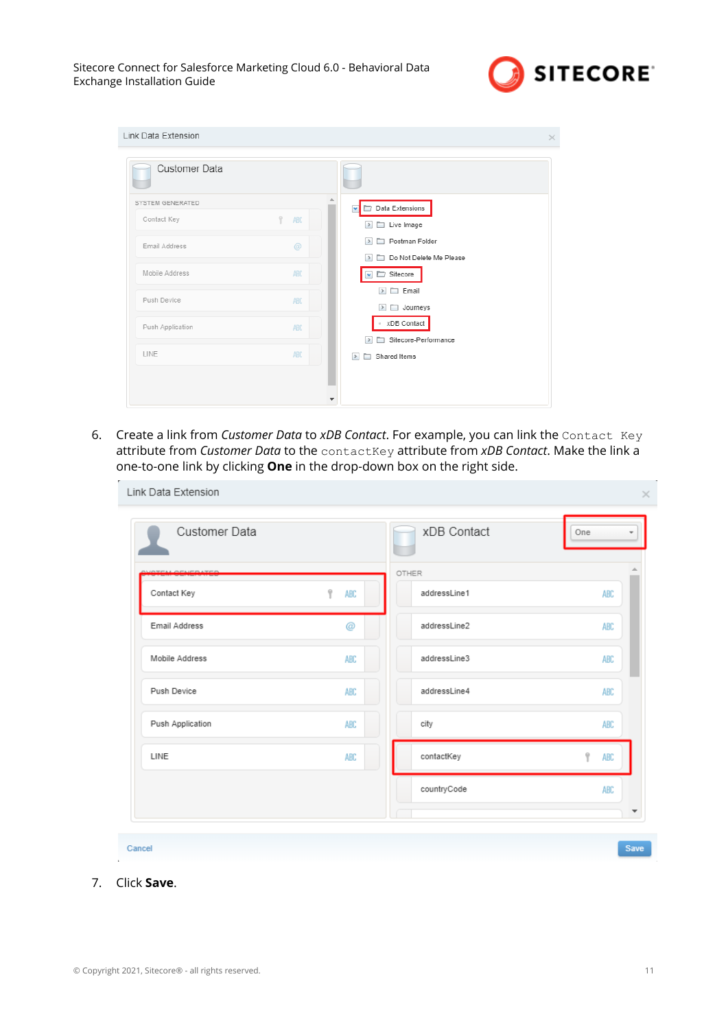6. Create a link from *Customer Data* to *xDB Contact*. For example, you can link the `Contact Key` attribute from *Customer Data* to the `contactKey` attribute from *xDB Contact*. Make the link a one-to-one link by clicking **One** in the drop-down box on the right side.

7. Click **Save**.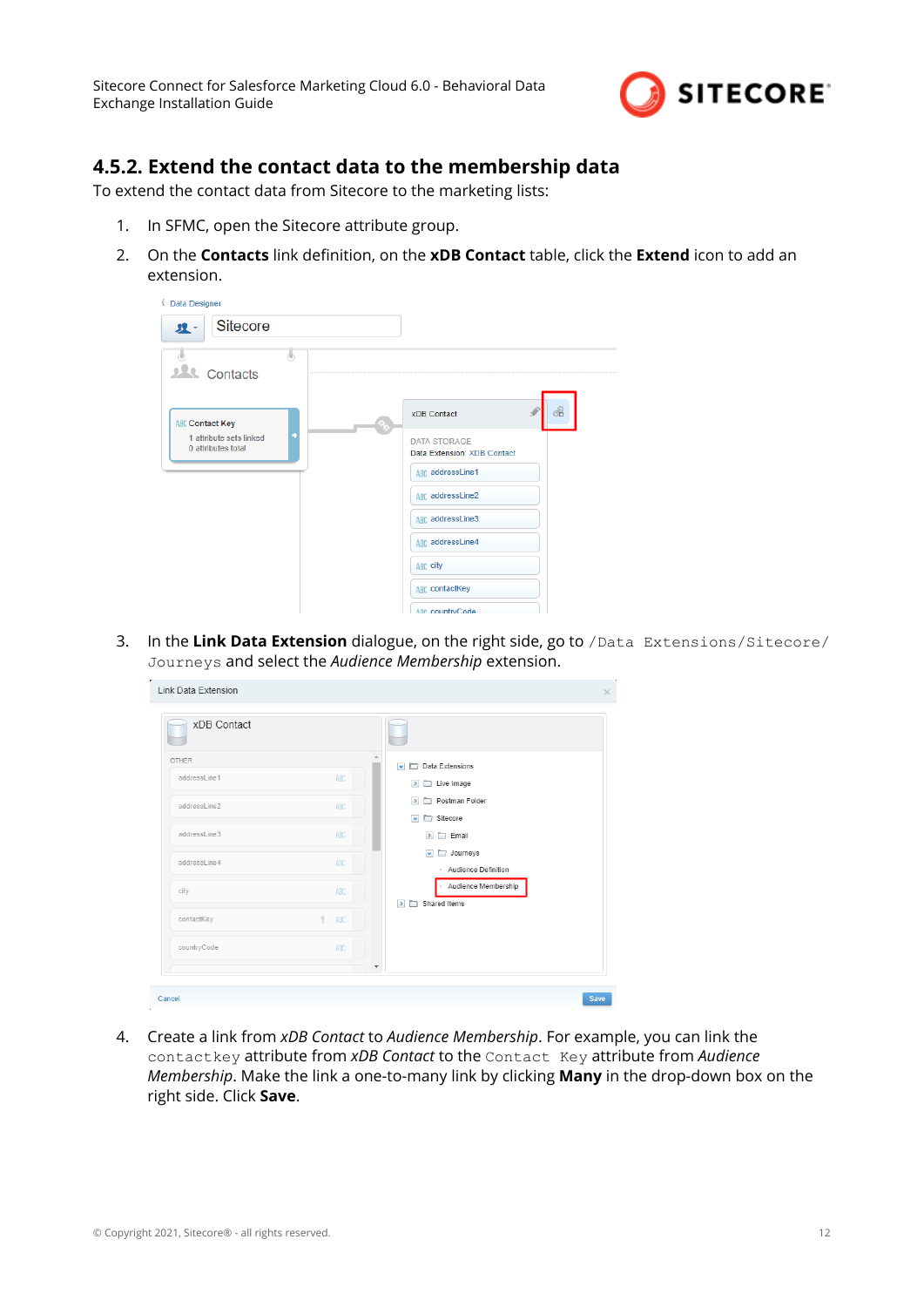### 4.5.2. Extend the contact data to the membership data

To extend the contact data from Sitecore to the marketing lists:

1. In SFMC, open the Sitecore attribute group.
2. On the **Contacts** link definition, on the **xDB Contact** table, click the **Extend** icon to add an extension.
3. In the **Link Data Extension** dialogue, on the right side, go to `/Data Extensions/Sitecore/Journeys` and select the *Audience Membership* extension.
4. Create a link from *xDB Contact* to *Audience Membership*. For example, you can link the `contactkey` attribute from *xDB Contact* to the `Contact Key` attribute from *Audience Membership*. Make the link a one-to-many link by clicking **Many** in the drop-down box on the right side. Click **Save**.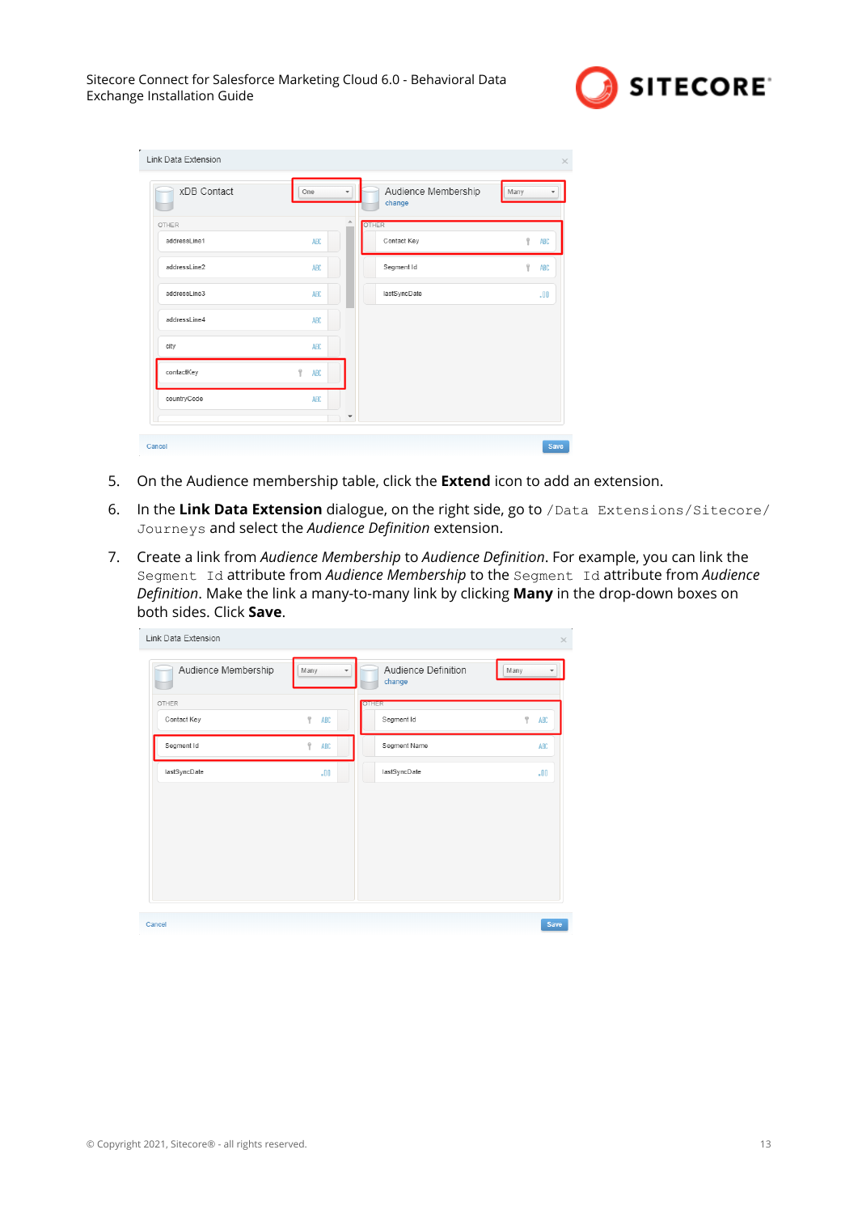5. On the Audience membership table, click the **Extend** icon to add an extension.
6. In the **Link Data Extension** dialogue, on the right side, go to `/Data Extensions/Sitecore/Journeys` and select the *Audience Definition* extension.
7. Create a link from *Audience Membership* to *Audience Definition*. For example, you can link the `Segment Id` attribute from *Audience Membership* to the `Segment Id` attribute from *Audience Definition*. Make the link a many-to-many link by clicking **Many** in the drop-down boxes on both sides. Click **Save**.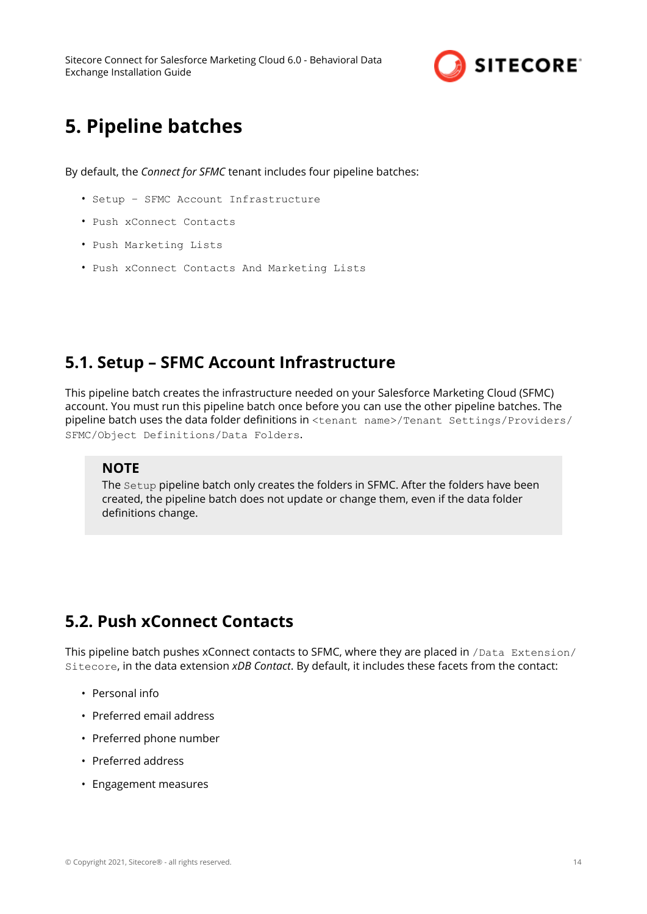# 5. Pipeline batches

By default, the *Connect for SFMC* tenant includes four pipeline batches:

- `Setup – SFMC Account Infrastructure`
- `Push xConnect Contacts`
- `Push Marketing Lists`
- `Push xConnect Contacts And Marketing Lists`

## 5.1. Setup – SFMC Account Infrastructure

This pipeline batch creates the infrastructure needed on your Salesforce Marketing Cloud (SFMC) account. You must run this pipeline batch once before you can use the other pipeline batches. The pipeline batch uses the data folder definitions in `<tenant name>/Tenant Settings/Providers/SFMC/Object Definitions/Data Folders`.

> **NOTE**
> The `Setup` pipeline batch only creates the folders in SFMC. After the folders have been created, the pipeline batch does not update or change them, even if the data folder definitions change.

## 5.2. Push xConnect Contacts

This pipeline batch pushes xConnect contacts to SFMC, where they are placed in `/Data Extension/Sitecore`, in the data extension *xDB Contact*. By default, it includes these facets from the contact:

- Personal info
- Preferred email address
- Preferred phone number
- Preferred address
- Engagement measures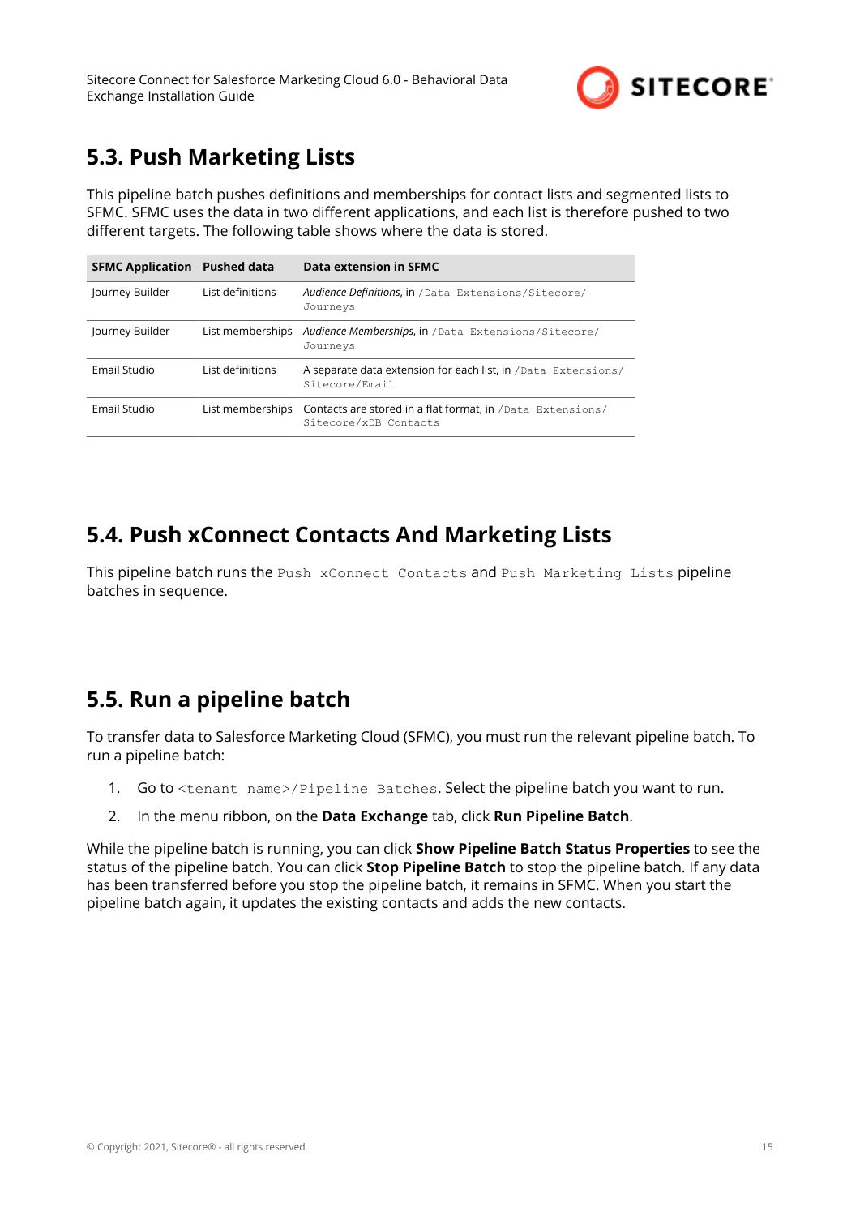## 5.3. Push Marketing Lists

This pipeline batch pushes definitions and memberships for contact lists and segmented lists to SFMC. SFMC uses the data in two different applications, and each list is therefore pushed to two different targets. The following table shows where the data is stored.

| SFMC Application | Pushed data | Data extension in SFMC |
|---|---|---|
| Journey Builder | List definitions | *Audience Definitions*, in `/Data Extensions/Sitecore/Journeys` |
| Journey Builder | List memberships | *Audience Memberships*, in `/Data Extensions/Sitecore/Journeys` |
| Email Studio | List definitions | A separate data extension for each list, in `/Data Extensions/Sitecore/Email` |
| Email Studio | List memberships | Contacts are stored in a flat format, in `/Data Extensions/Sitecore/xDB Contacts` |

## 5.4. Push xConnect Contacts And Marketing Lists

This pipeline batch runs the `Push xConnect Contacts` and `Push Marketing Lists` pipeline batches in sequence.

## 5.5. Run a pipeline batch

To transfer data to Salesforce Marketing Cloud (SFMC), you must run the relevant pipeline batch. To run a pipeline batch:

1. Go to `<tenant name>/Pipeline Batches`. Select the pipeline batch you want to run.
2. In the menu ribbon, on the **Data Exchange** tab, click **Run Pipeline Batch**.

While the pipeline batch is running, you can click **Show Pipeline Batch Status Properties** to see the status of the pipeline batch. You can click **Stop Pipeline Batch** to stop the pipeline batch. If any data has been transferred before you stop the pipeline batch, it remains in SFMC. When you start the pipeline batch again, it updates the existing contacts and adds the new contacts.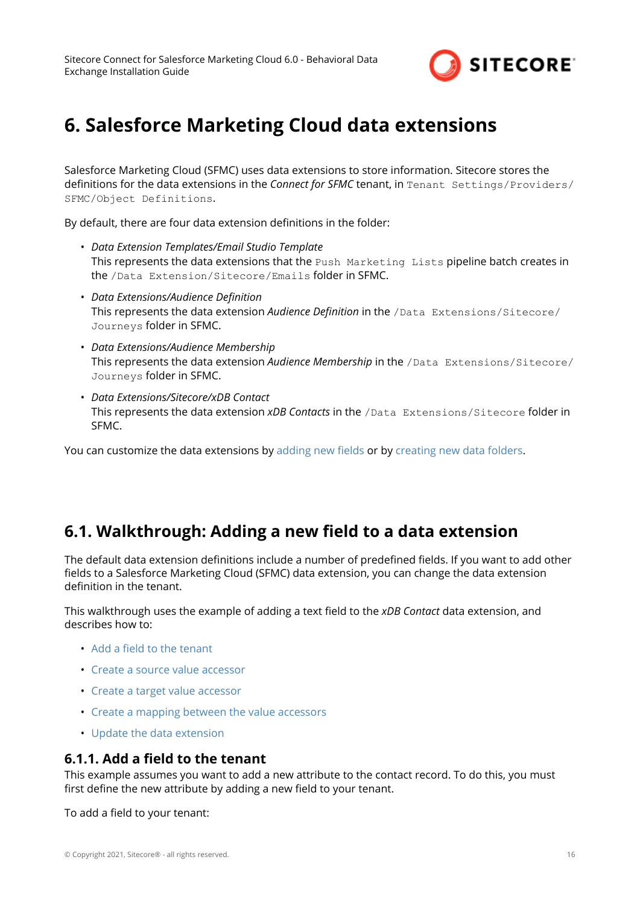# 6. Salesforce Marketing Cloud data extensions

Salesforce Marketing Cloud (SFMC) uses data extensions to store information. Sitecore stores the definitions for the data extensions in the *Connect for SFMC* tenant, in `Tenant Settings/Providers/SFMC/Object Definitions`.

By default, there are four data extension definitions in the folder:

- *Data Extension Templates/Email Studio Template*
  This represents the data extensions that the `Push Marketing Lists` pipeline batch creates in the `/Data Extension/Sitecore/Emails` folder in SFMC.
- *Data Extensions/Audience Definition*
  This represents the data extension *Audience Definition* in the `/Data Extensions/Sitecore/Journeys` folder in SFMC.
- *Data Extensions/Audience Membership*
  This represents the data extension *Audience Membership* in the `/Data Extensions/Sitecore/Journeys` folder in SFMC.
- *Data Extensions/Sitecore/xDB Contact*
  This represents the data extension *xDB Contacts* in the `/Data Extensions/Sitecore` folder in SFMC.

You can customize the data extensions by adding new fields or by creating new data folders.

## 6.1. Walkthrough: Adding a new field to a data extension

The default data extension definitions include a number of predefined fields. If you want to add other fields to a Salesforce Marketing Cloud (SFMC) data extension, you can change the data extension definition in the tenant.

This walkthrough uses the example of adding a text field to the *xDB Contact* data extension, and describes how to:

- Add a field to the tenant
- Create a source value accessor
- Create a target value accessor
- Create a mapping between the value accessors
- Update the data extension

### 6.1.1. Add a field to the tenant

This example assumes you want to add a new attribute to the contact record. To do this, you must first define the new attribute by adding a new field to your tenant.

To add a field to your tenant: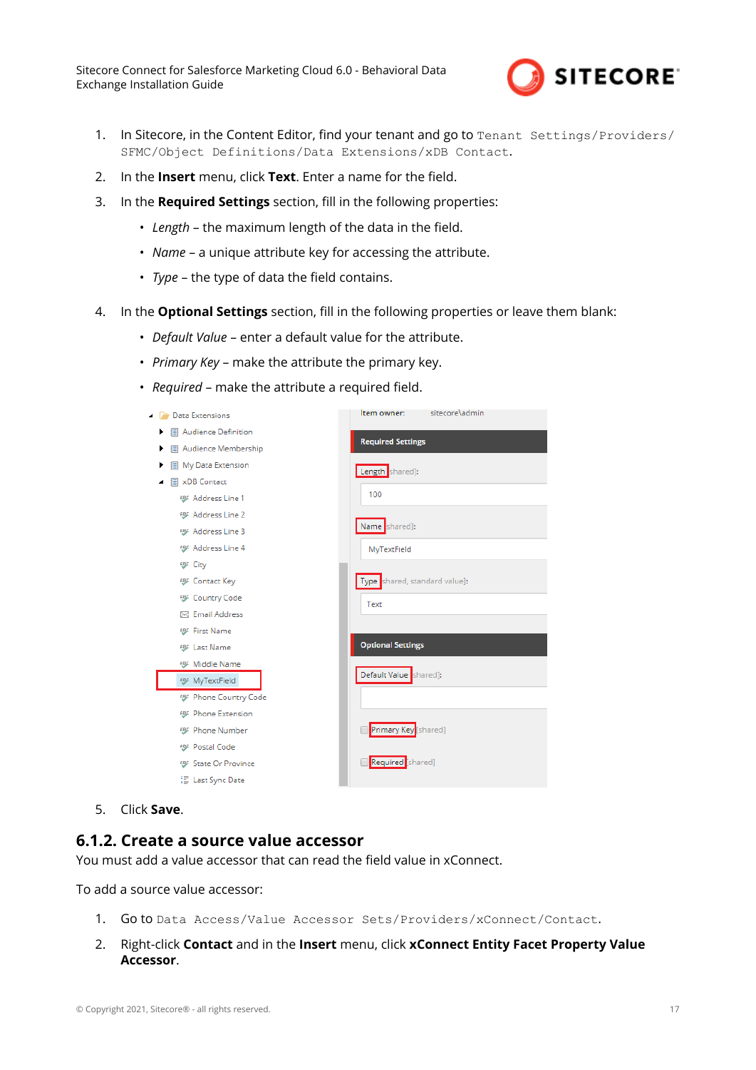1. In Sitecore, in the Content Editor, find your tenant and go to `Tenant Settings/Providers/SFMC/Object Definitions/Data Extensions/xDB Contact`.
2. In the **Insert** menu, click **Text**. Enter a name for the field.
3. In the **Required Settings** section, fill in the following properties:
   - *Length* – the maximum length of the data in the field.
   - *Name* – a unique attribute key for accessing the attribute.
   - *Type* – the type of data the field contains.
4. In the **Optional Settings** section, fill in the following properties or leave them blank:
   - *Default Value* – enter a default value for the attribute.
   - *Primary Key* – make the attribute the primary key.
   - *Required* – make the attribute a required field.
5. Click **Save**.

### 6.1.2. Create a source value accessor

You must add a value accessor that can read the field value in xConnect.

To add a source value accessor:

1. Go to `Data Access/Value Accessor Sets/Providers/xConnect/Contact`.
2. Right-click **Contact** and in the **Insert** menu, click **xConnect Entity Facet Property Value Accessor**.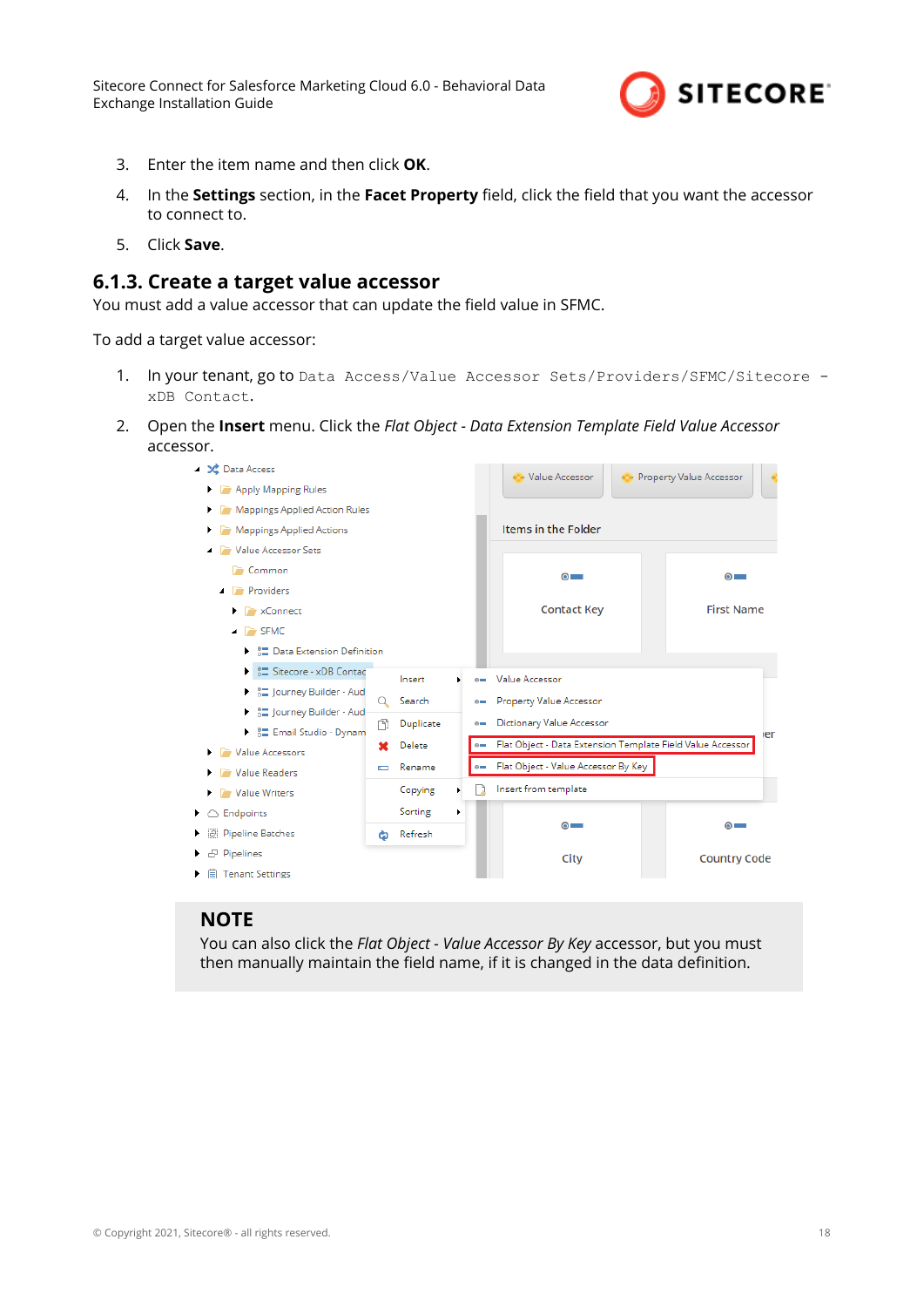3. Enter the item name and then click **OK**.
4. In the **Settings** section, in the **Facet Property** field, click the field that you want the accessor to connect to.
5. Click **Save**.

### 6.1.3. Create a target value accessor

You must add a value accessor that can update the field value in SFMC.

To add a target value accessor:

1. In your tenant, go to `Data Access/Value Accessor Sets/Providers/SFMC/Sitecore - xDB Contact`.
2. Open the **Insert** menu. Click the *Flat Object - Data Extension Template Field Value Accessor* accessor.

> **NOTE**
>
> You can also click the *Flat Object - Value Accessor By Key* accessor, but you must then manually maintain the field name, if it is changed in the data definition.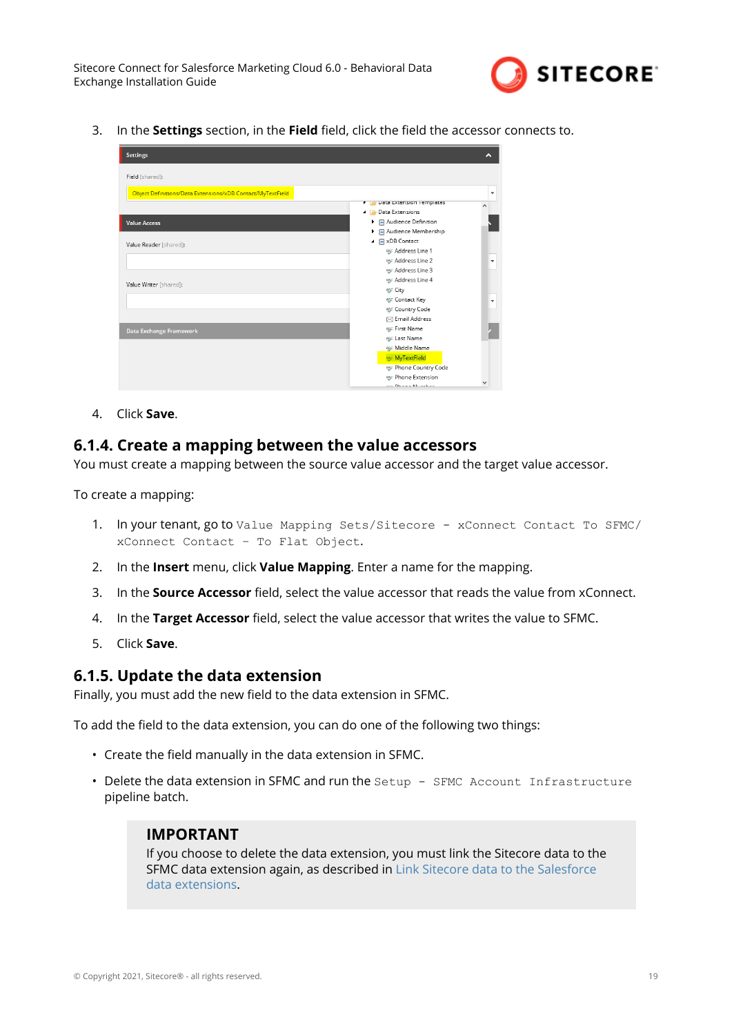3. In the **Settings** section, in the **Field** field, click the field the accessor connects to.

4. Click **Save**.

### 6.1.4. Create a mapping between the value accessors

You must create a mapping between the source value accessor and the target value accessor.

To create a mapping:

1. In your tenant, go to `Value Mapping Sets/Sitecore - xConnect Contact To SFMC/ xConnect Contact - To Flat Object`.
2. In the **Insert** menu, click **Value Mapping**. Enter a name for the mapping.
3. In the **Source Accessor** field, select the value accessor that reads the value from xConnect.
4. In the **Target Accessor** field, select the value accessor that writes the value to SFMC.
5. Click **Save**.

### 6.1.5. Update the data extension

Finally, you must add the new field to the data extension in SFMC.

To add the field to the data extension, you can do one of the following two things:

- Create the field manually in the data extension in SFMC.
- Delete the data extension in SFMC and run the `Setup - SFMC Account Infrastructure` pipeline batch.

> **IMPORTANT**
>
> If you choose to delete the data extension, you must link the Sitecore data to the SFMC data extension again, as described in Link Sitecore data to the Salesforce data extensions.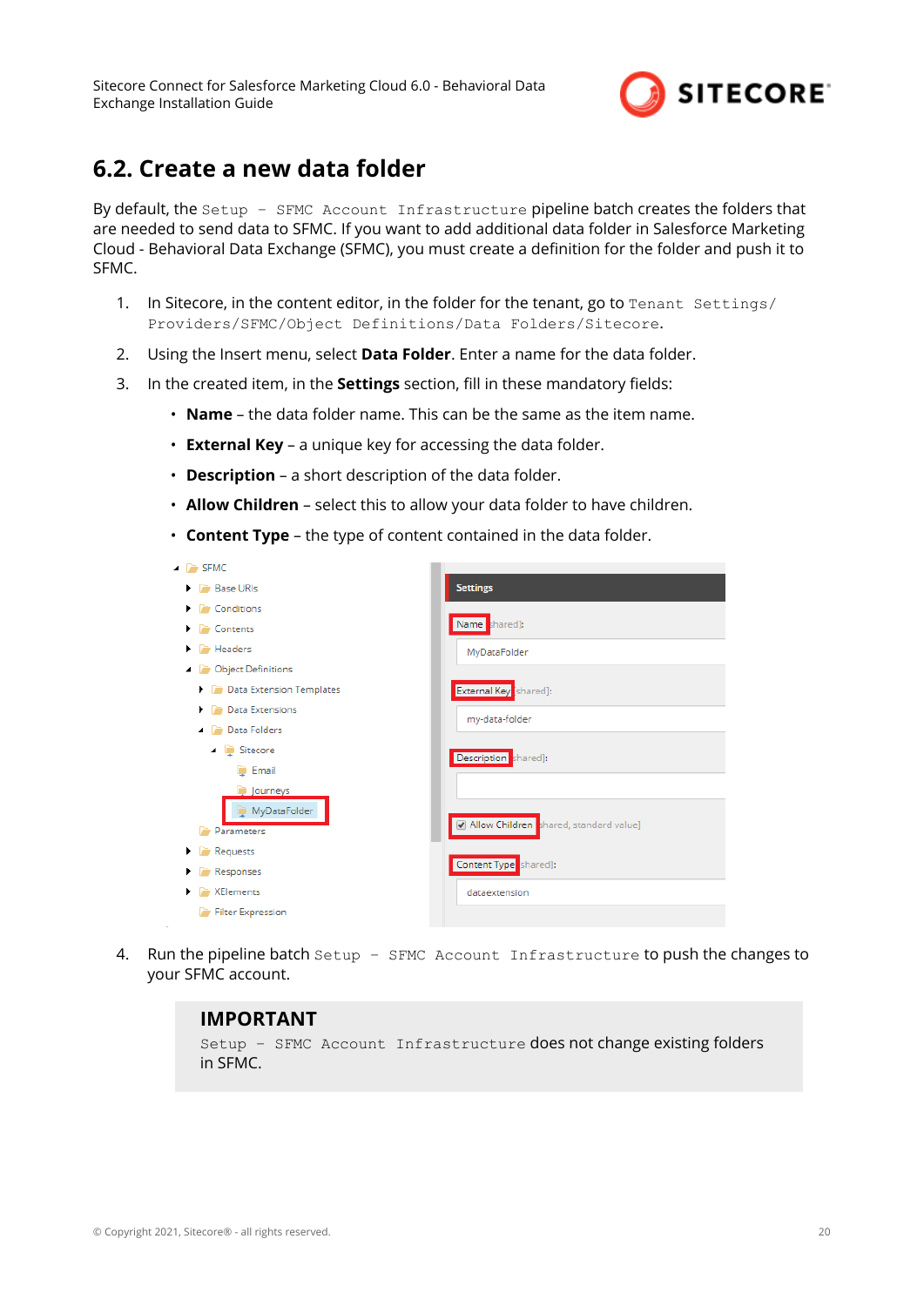## 6.2. Create a new data folder

By default, the `Setup – SFMC Account Infrastructure` pipeline batch creates the folders that are needed to send data to SFMC. If you want to add additional data folder in Salesforce Marketing Cloud - Behavioral Data Exchange (SFMC), you must create a definition for the folder and push it to SFMC.

1. In Sitecore, in the content editor, in the folder for the tenant, go to `Tenant Settings/Providers/SFMC/Object Definitions/Data Folders/Sitecore`.
2. Using the Insert menu, select **Data Folder**. Enter a name for the data folder.
3. In the created item, in the **Settings** section, fill in these mandatory fields:
   - **Name** – the data folder name. This can be the same as the item name.
   - **External Key** – a unique key for accessing the data folder.
   - **Description** – a short description of the data folder.
   - **Allow Children** – select this to allow your data folder to have children.
   - **Content Type** – the type of content contained in the data folder.

4. Run the pipeline batch `Setup – SFMC Account Infrastructure` to push the changes to your SFMC account.

> **IMPORTANT**
>
> `Setup – SFMC Account Infrastructure` does not change existing folders in SFMC.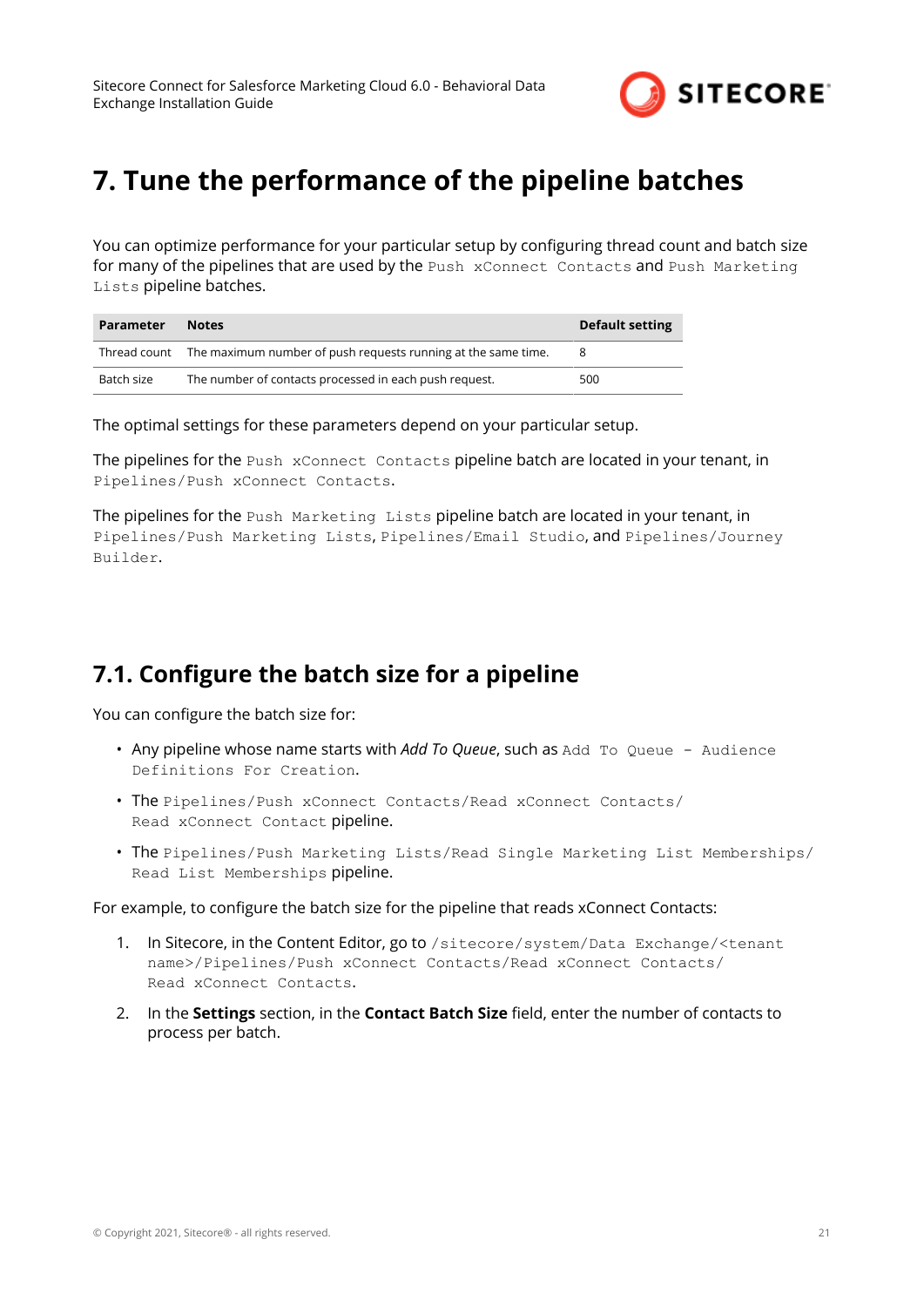# 7. Tune the performance of the pipeline batches

You can optimize performance for your particular setup by configuring thread count and batch size for many of the pipelines that are used by the `Push xConnect Contacts` and `Push Marketing Lists` pipeline batches.

| Parameter | Notes | Default setting |
|---|---|---|
| Thread count | The maximum number of push requests running at the same time. | 8 |
| Batch size | The number of contacts processed in each push request. | 500 |

The optimal settings for these parameters depend on your particular setup.

The pipelines for the `Push xConnect Contacts` pipeline batch are located in your tenant, in `Pipelines/Push xConnect Contacts`.

The pipelines for the `Push Marketing Lists` pipeline batch are located in your tenant, in `Pipelines/Push Marketing Lists`, `Pipelines/Email Studio`, and `Pipelines/Journey Builder`.

## 7.1. Configure the batch size for a pipeline

You can configure the batch size for:

- Any pipeline whose name starts with *Add To Queue*, such as `Add To Queue - Audience Definitions For Creation`.
- The `Pipelines/Push xConnect Contacts/Read xConnect Contacts/Read xConnect Contact` pipeline.
- The `Pipelines/Push Marketing Lists/Read Single Marketing List Memberships/Read List Memberships` pipeline.

For example, to configure the batch size for the pipeline that reads xConnect Contacts:

1. In Sitecore, in the Content Editor, go to `/sitecore/system/Data Exchange/<tenant name>/Pipelines/Push xConnect Contacts/Read xConnect Contacts/Read xConnect Contacts`.
2. In the **Settings** section, in the **Contact Batch Size** field, enter the number of contacts to process per batch.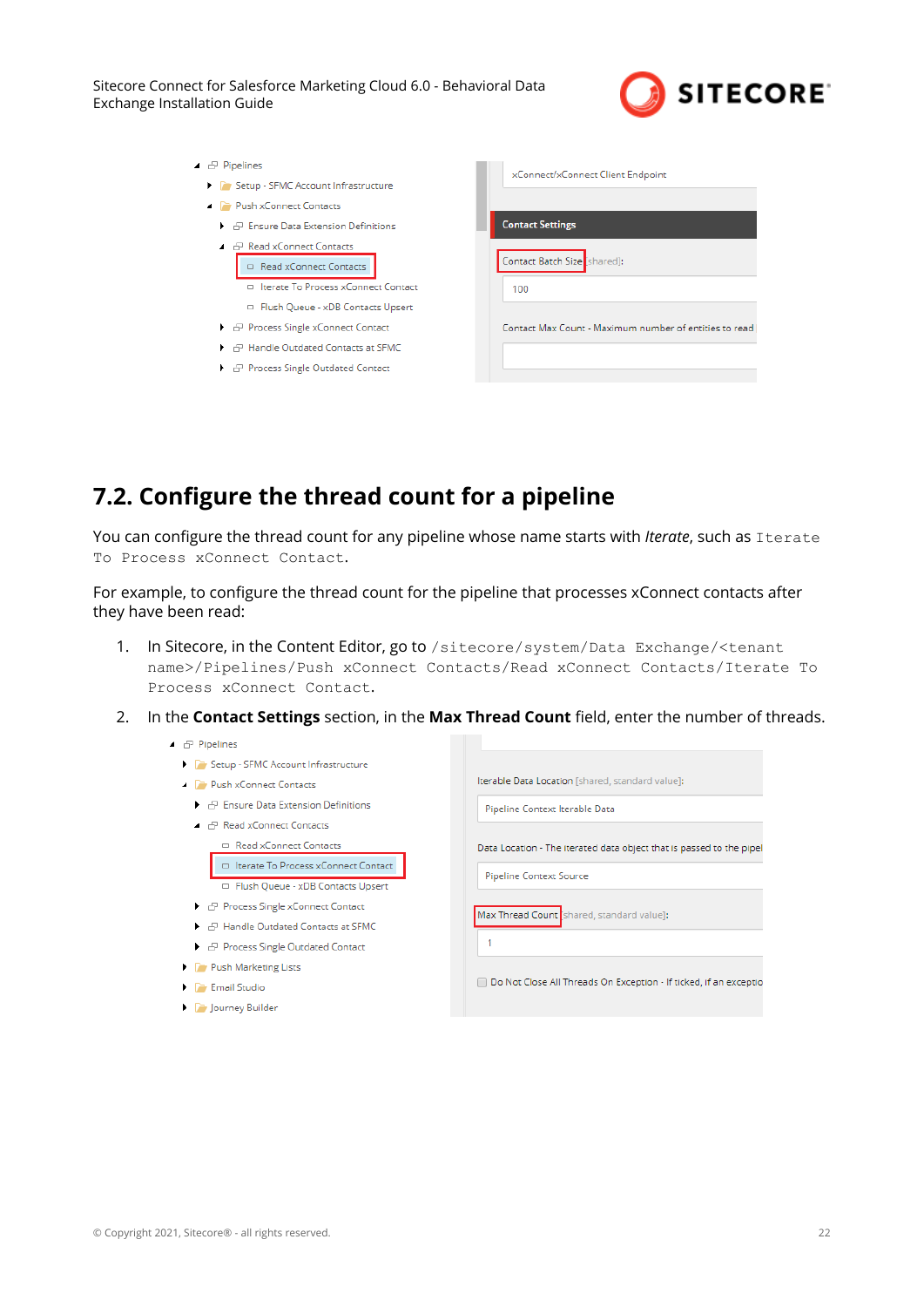## 7.2. Configure the thread count for a pipeline

You can configure the thread count for any pipeline whose name starts with *Iterate*, such as `Iterate To Process xConnect Contact`.

For example, to configure the thread count for the pipeline that processes xConnect contacts after they have been read:

1. In Sitecore, in the Content Editor, go to `/sitecore/system/Data Exchange/<tenant name>/Pipelines/Push xConnect Contacts/Read xConnect Contacts/Iterate To Process xConnect Contact`.
2. In the **Contact Settings** section, in the **Max Thread Count** field, enter the number of threads.